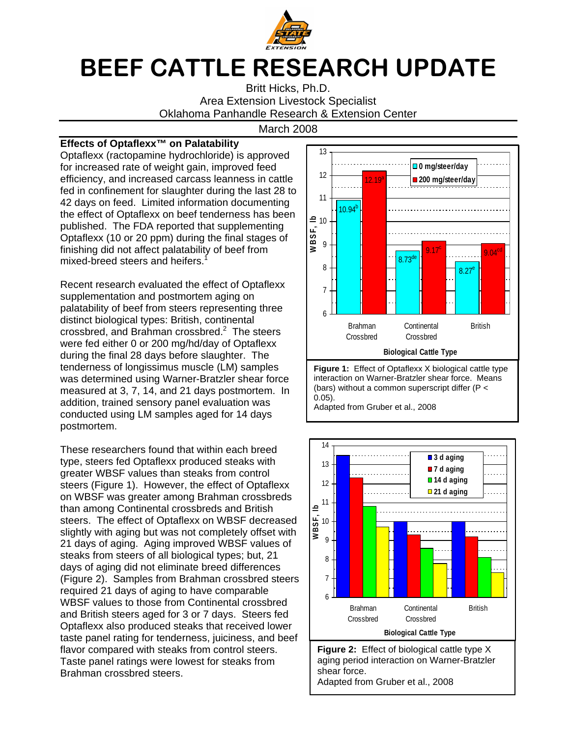# BEEF CATTLE RESEARCH UPDATE

Britt Hicks, Ph.D.
Area Extension Livestock Specialist
Oklahoma Panhandle Research & Extension Center

March 2008

## Effects of Optaflexx™ on Palatability

Optaflexx (ractopamine hydrochloride) is approved for increased rate of weight gain, improved feed efficiency, and increased carcass leanness in cattle fed in confinement for slaughter during the last 28 to 42 days on feed. Limited information documenting the effect of Optaflexx on beef tenderness has been published. The FDA reported that supplementing Optaflexx (10 or 20 ppm) during the final stages of finishing did not affect palatability of beef from mixed-breed steers and heifers.[1]

Recent research evaluated the effect of Optaflexx supplementation and postmortem aging on palatability of beef from steers representing three distinct biological types: British, continental crossbred, and Brahman crossbred.[2] The steers were fed either 0 or 200 mg/hd/day of Optaflexx during the final 28 days before slaughter. The tenderness of longissimus muscle (LM) samples was determined using Warner-Bratzler shear force measured at 3, 7, 14, and 21 days postmortem. In addition, trained sensory panel evaluation was conducted using LM samples aged for 14 days postmortem.

These researchers found that within each breed type, steers fed Optaflexx produced steaks with greater WBSF values than steaks from control steers (Figure 1). However, the effect of Optaflexx on WBSF was greater among Brahman crossbreds than among Continental crossbreds and British steers. The effect of Optaflexx on WBSF decreased slightly with aging but was not completely offset with 21 days of aging. Aging improved WBSF values of steaks from steers of all biological types; but, 21 days of aging did not eliminate breed differences (Figure 2). Samples from Brahman crossbred steers required 21 days of aging to have comparable WBSF values to those from Continental crossbred and British steers aged for 3 or 7 days. Steers fed Optaflexx also produced steaks that received lower taste panel rating for tenderness, juiciness, and beef flavor compared with steaks from control steers. Taste panel ratings were lowest for steaks from Brahman crossbred steers.

| Biological Cattle Type | 0 mg/steer/day | 200 mg/steer/day |
|---|---|---|
| Brahman Crossbred | 10.94[b] | 12.19[a] |
| Continental Crossbred | 8.73[de] | 9.17[c] |
| British | 8.27[e] | 9.04[cd] |

**Figure 1:** Effect of Optaflexx X biological cattle type interaction on Warner-Bratzler shear force. Means (bars) without a common superscript differ ($P < 0.05$).
Adapted from Gruber et al., 2008

**Figure 2:** Effect of biological cattle type X aging period interaction on Warner-Bratzler shear force.
Adapted from Gruber et al., 2008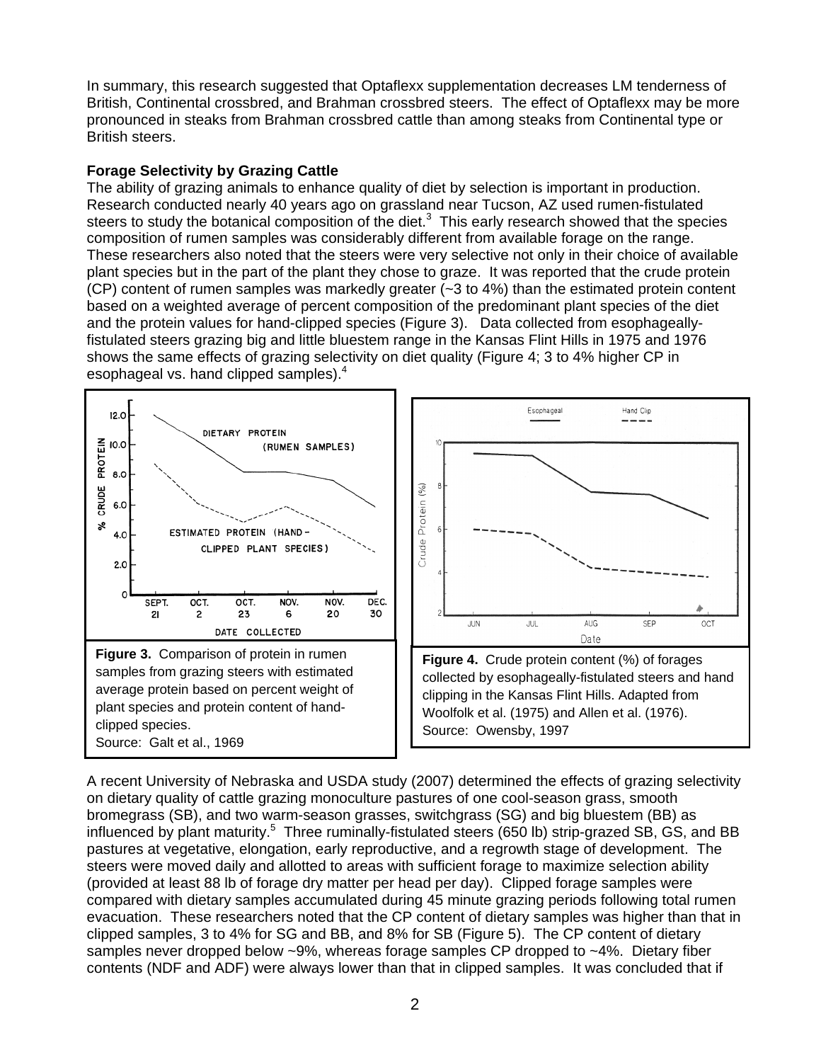In summary, this research suggested that Optaflexx supplementation decreases LM tenderness of British, Continental crossbred, and Brahman crossbred steers. The effect of Optaflexx may be more pronounced in steaks from Brahman crossbred cattle than among steaks from Continental type or British steers.

**Forage Selectivity by Grazing Cattle**

The ability of grazing animals to enhance quality of diet by selection is important in production. Research conducted nearly 40 years ago on grassland near Tucson, AZ used rumen-fistulated steers to study the botanical composition of the diet.[3] This early research showed that the species composition of rumen samples was considerably different from available forage on the range. These researchers also noted that the steers were very selective not only in their choice of available plant species but in the part of the plant they chose to graze. It was reported that the crude protein (CP) content of rumen samples was markedly greater (~3 to 4%) than the estimated protein content based on a weighted average of percent composition of the predominant plant species of the diet and the protein values for hand-clipped species (Figure 3). Data collected from esophageally-fistulated steers grazing big and little bluestem range in the Kansas Flint Hills in 1975 and 1976 shows the same effects of grazing selectivity on diet quality (Figure 4; 3 to 4% higher CP in esophageal vs. hand clipped samples).[4]

**Figure 3.** Comparison of protein in rumen samples from grazing steers with estimated average protein based on percent weight of plant species and protein content of hand-clipped species.
Source: Galt et al., 1969

**Figure 4.** Crude protein content (%) of forages collected by esophageally-fistulated steers and hand clipping in the Kansas Flint Hills. Adapted from Woolfolk et al. (1975) and Allen et al. (1976).
Source: Owensby, 1997

A recent University of Nebraska and USDA study (2007) determined the effects of grazing selectivity on dietary quality of cattle grazing monoculture pastures of one cool-season grass, smooth bromegrass (SB), and two warm-season grasses, switchgrass (SG) and big bluestem (BB) as influenced by plant maturity.[5] Three ruminally-fistulated steers (650 lb) strip-grazed SB, GS, and BB pastures at vegetative, elongation, early reproductive, and a regrowth stage of development. The steers were moved daily and allotted to areas with sufficient forage to maximize selection ability (provided at least 88 lb of forage dry matter per head per day). Clipped forage samples were compared with dietary samples accumulated during 45 minute grazing periods following total rumen evacuation. These researchers noted that the CP content of dietary samples was higher than that in clipped samples, 3 to 4% for SG and BB, and 8% for SB (Figure 5). The CP content of dietary samples never dropped below ~9%, whereas forage samples CP dropped to ~4%. Dietary fiber contents (NDF and ADF) were always lower than that in clipped samples. It was concluded that if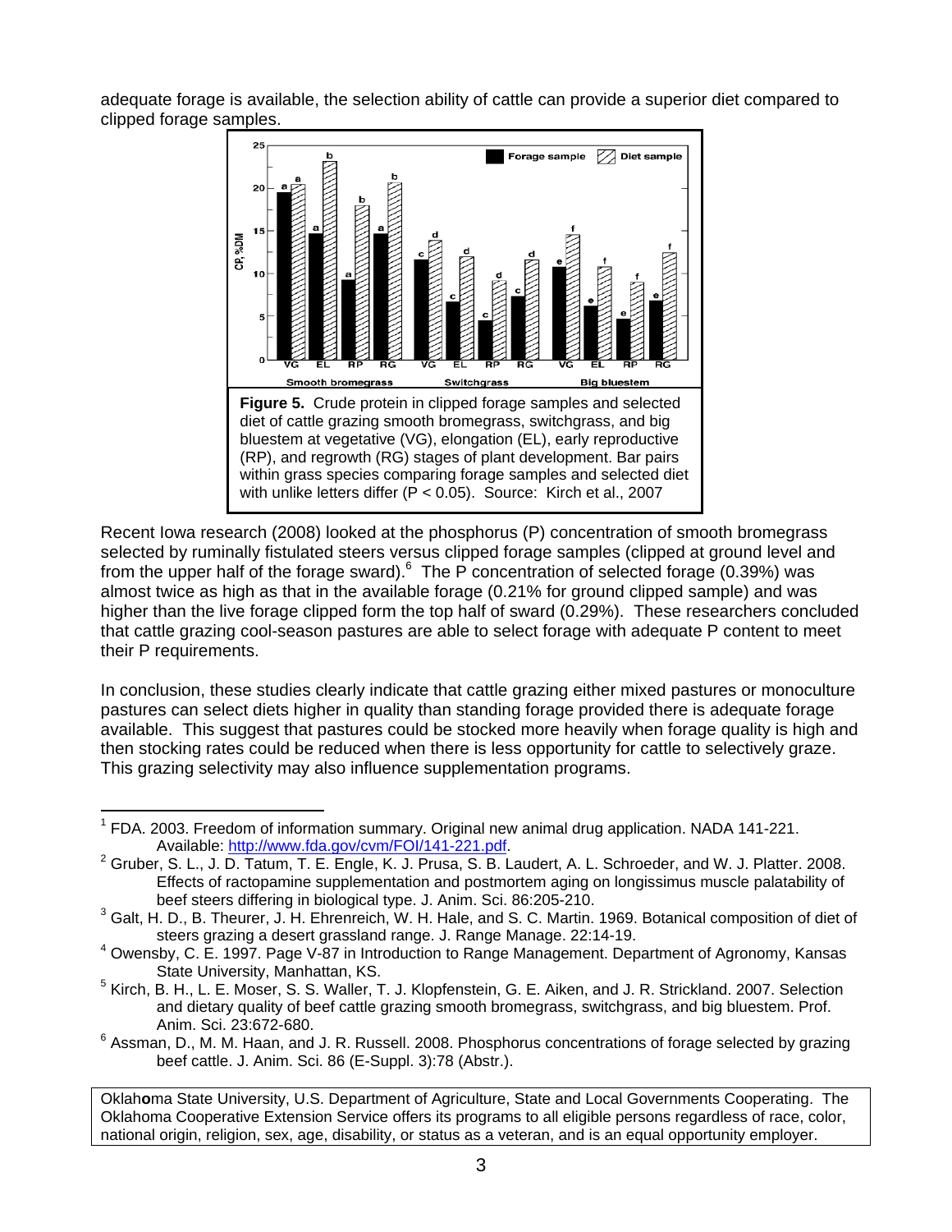adequate forage is available, the selection ability of cattle can provide a superior diet compared to clipped forage samples.

25
20
15
10
5
0
CP, %DM
Forage sample
Diet sample
a a b a b a b a c d c d c d c d e f e f e f e f
VG EL RP RG VG EL RP RG VG EL RP RG
Smooth bromegrass
Switchgrass
Big bluestem

**Figure 5.** Crude protein in clipped forage samples and selected diet of cattle grazing smooth bromegrass, switchgrass, and big bluestem at vegetative (VG), elongation (EL), early reproductive (RP), and regrowth (RG) stages of plant development. Bar pairs within grass species comparing forage samples and selected diet with unlike letters differ ($P < 0.05$). Source: Kirch et al., 2007

Recent Iowa research (2008) looked at the phosphorus (P) concentration of smooth bromegrass selected by ruminally fistulated steers versus clipped forage samples (clipped at ground level and from the upper half of the forage sward).[6] The P concentration of selected forage (0.39%) was almost twice as high as that in the available forage (0.21% for ground clipped sample) and was higher than the live forage clipped form the top half of sward (0.29%). These researchers concluded that cattle grazing cool-season pastures are able to select forage with adequate P content to meet their P requirements.

In conclusion, these studies clearly indicate that cattle grazing either mixed pastures or monoculture pastures can select diets higher in quality than standing forage provided there is adequate forage available. This suggest that pastures could be stocked more heavily when forage quality is high and then stocking rates could be reduced when there is less opportunity for cattle to selectively graze. This grazing selectivity may also influence supplementation programs.

---

[1] FDA. 2003. Freedom of information summary. Original new animal drug application. NADA 141-221. Available: http://www.fda.gov/cvm/FOI/141-221.pdf.

[2] Gruber, S. L., J. D. Tatum, T. E. Engle, K. J. Prusa, S. B. Laudert, A. L. Schroeder, and W. J. Platter. 2008. Effects of ractopamine supplementation and postmortem aging on longissimus muscle palatability of beef steers differing in biological type. J. Anim. Sci. 86:205-210.

[3] Galt, H. D., B. Theurer, J. H. Ehrenreich, W. H. Hale, and S. C. Martin. 1969. Botanical composition of diet of steers grazing a desert grassland range. J. Range Manage. 22:14-19.

[4] Owensby, C. E. 1997. Page V-87 in Introduction to Range Management. Department of Agronomy, Kansas State University, Manhattan, KS.

[5] Kirch, B. H., L. E. Moser, S. S. Waller, T. J. Klopfenstein, G. E. Aiken, and J. R. Strickland. 2007. Selection and dietary quality of beef cattle grazing smooth bromegrass, switchgrass, and big bluestem. Prof. Anim. Sci. 23:672-680.

[6] Assman, D., M. M. Haan, and J. R. Russell. 2008. Phosphorus concentrations of forage selected by grazing beef cattle. J. Anim. Sci. 86 (E-Suppl. 3):78 (Abstr.).

Oklahoma State University, U.S. Department of Agriculture, State and Local Governments Cooperating. The Oklahoma Cooperative Extension Service offers its programs to all eligible persons regardless of race, color, national origin, religion, sex, age, disability, or status as a veteran, and is an equal opportunity employer.